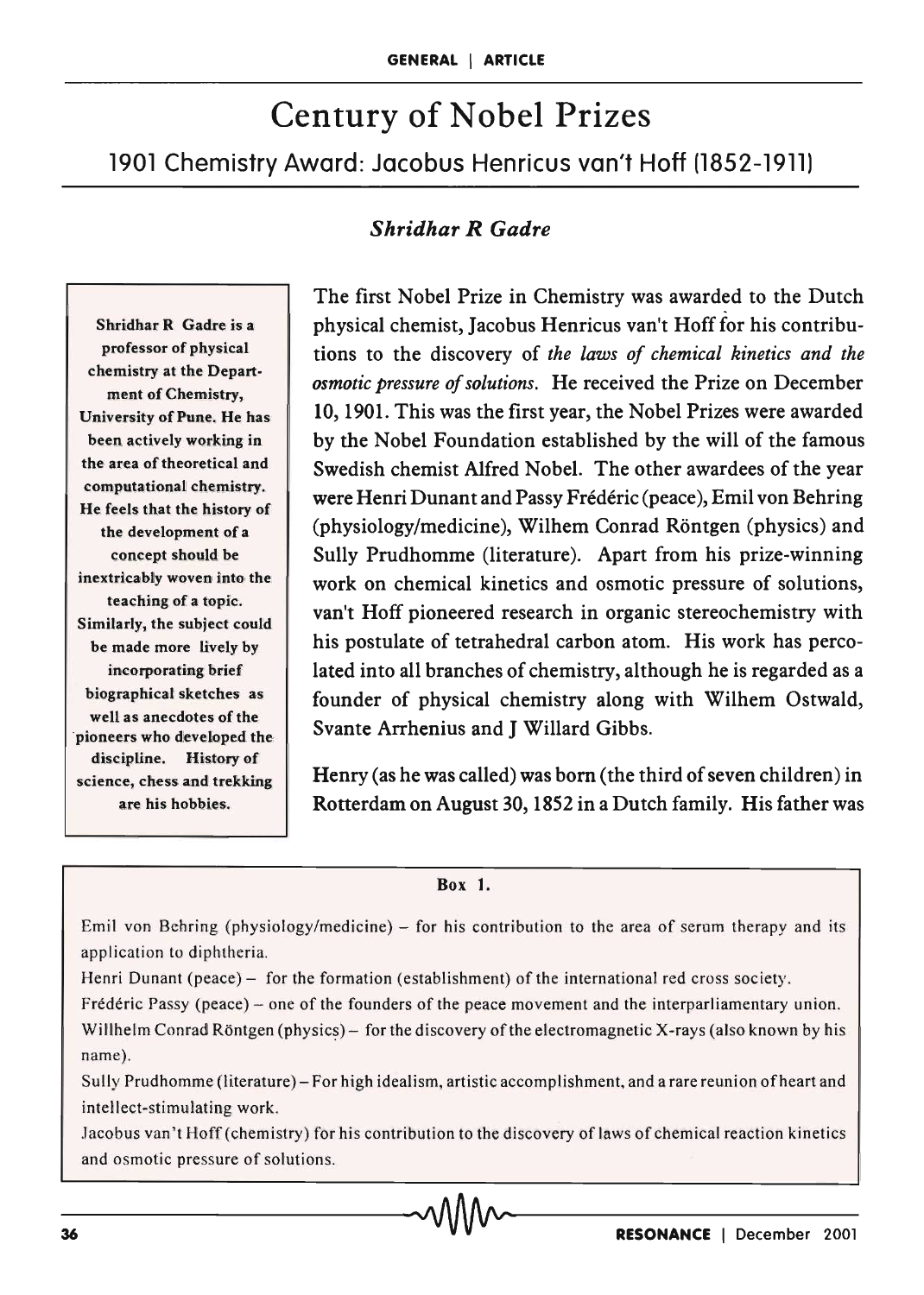GENERAL | ARTICLE

# Century of Nobel Prizes

## 1901 Chemistry Award: Jacobus Henricus van't Hoff (1852-1911)

***Shridhar R Gadre***

Shridhar R Gadre is a professor of physical chemistry at the Department of Chemistry, University of Pune. He has been actively working in the area of theoretical and computational chemistry. He feels that the history of the development of a concept should be inextricably woven into the teaching of a topic. Similarly, the subject could be made more lively by incorporating brief biographical sketches as well as anecdotes of the pioneers who developed the discipline. History of science, chess and trekking are his hobbies.

The first Nobel Prize in Chemistry was awarded to the Dutch physical chemist, Jacobus Henricus van't Hoff for his contributions to the discovery of *the laws of chemical kinetics and the osmotic pressure of solutions*. He received the Prize on December 10, 1901. This was the first year, the Nobel Prizes were awarded by the Nobel Foundation established by the will of the famous Swedish chemist Alfred Nobel. The other awardees of the year were Henri Dunant and Passy Frédéric (peace), Emil von Behring (physiology/medicine), Wilhem Conrad Röntgen (physics) and Sully Prudhomme (literature). Apart from his prize-winning work on chemical kinetics and osmotic pressure of solutions, van't Hoff pioneered research in organic stereochemistry with his postulate of tetrahedral carbon atom. His work has percolated into all branches of chemistry, although he is regarded as a founder of physical chemistry along with Wilhem Ostwald, Svante Arrhenius and J Willard Gibbs.

Henry (as he was called) was born (the third of seven children) in Rotterdam on August 30, 1852 in a Dutch family. His father was

**Box 1.**

Emil von Behring (physiology/medicine) – for his contribution to the area of serum therapy and its application to diphtheria.

Henri Dunant (peace) – for the formation (establishment) of the international red cross society.

Frédéric Passy (peace) – one of the founders of the peace movement and the interparliamentary union.

Willhelm Conrad Röntgen (physics) – for the discovery of the electromagnetic X-rays (also known by his name).

Sully Prudhomme (literature) – For high idealism, artistic accomplishment, and a rare reunion of heart and intellect-stimulating work.

Jacobus van't Hoff (chemistry) for his contribution to the discovery of laws of chemical reaction kinetics and osmotic pressure of solutions.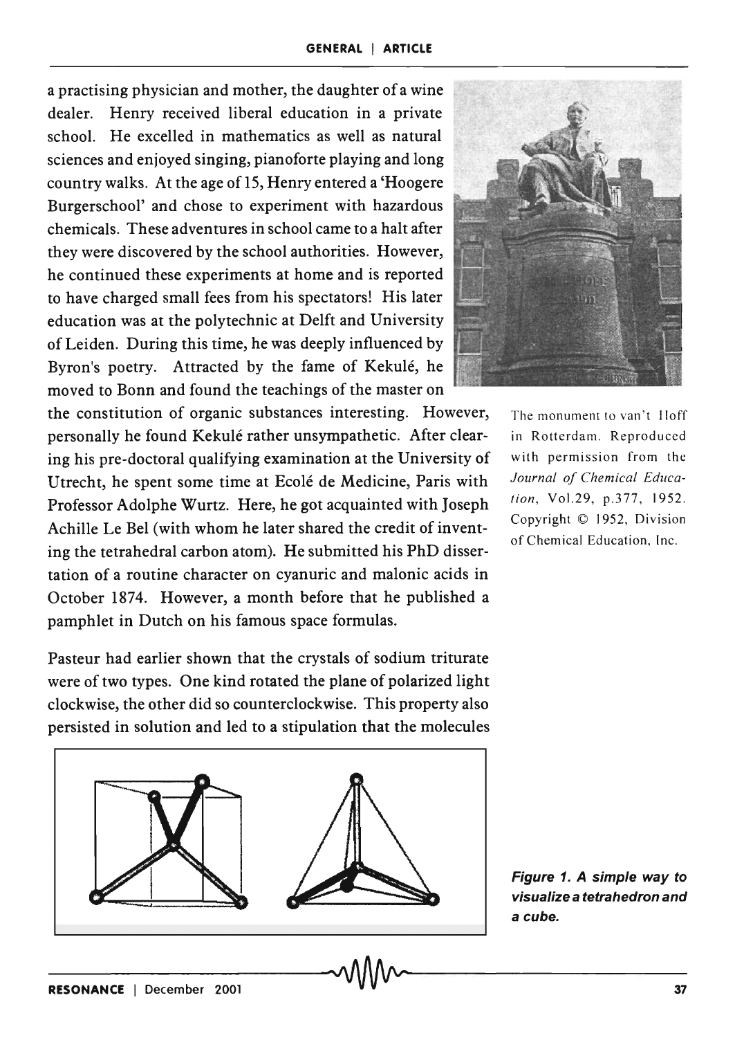a practising physician and mother, the daughter of a wine dealer. Henry received liberal education in a private school. He excelled in mathematics as well as natural sciences and enjoyed singing, pianoforte playing and long country walks. At the age of 15, Henry entered a 'Hoogere Burgerschool' and chose to experiment with hazardous chemicals. These adventures in school came to a halt after they were discovered by the school authorities. However, he continued these experiments at home and is reported to have charged small fees from his spectators! His later education was at the polytechnic at Delft and University of Leiden. During this time, he was deeply influenced by Byron's poetry. Attracted by the fame of Kekulé, he moved to Bonn and found the teachings of the master on the constitution of organic substances interesting. However, personally he found Kekulé rather unsympathetic. After clearing his pre-doctoral qualifying examination at the University of Utrecht, he spent some time at Ecolé de Medicine, Paris with Professor Adolphe Wurtz. Here, he got acquainted with Joseph Achille Le Bel (with whom he later shared the credit of inventing the tetrahedral carbon atom). He submitted his PhD dissertation of a routine character on cyanuric and malonic acids in October 1874. However, a month before that he published a pamphlet in Dutch on his famous space formulas.

The monument to van't Hoff in Rotterdam. Reproduced with permission from the *Journal of Chemical Education*, Vol.29, p.377, 1952. Copyright © 1952, Division of Chemical Education, Inc.

Pasteur had earlier shown that the crystals of sodium triturate were of two types. One kind rotated the plane of polarized light clockwise, the other did so counterclockwise. This property also persisted in solution and led to a stipulation that the molecules

***Figure 1. A simple way to visualize a tetrahedron and a cube.***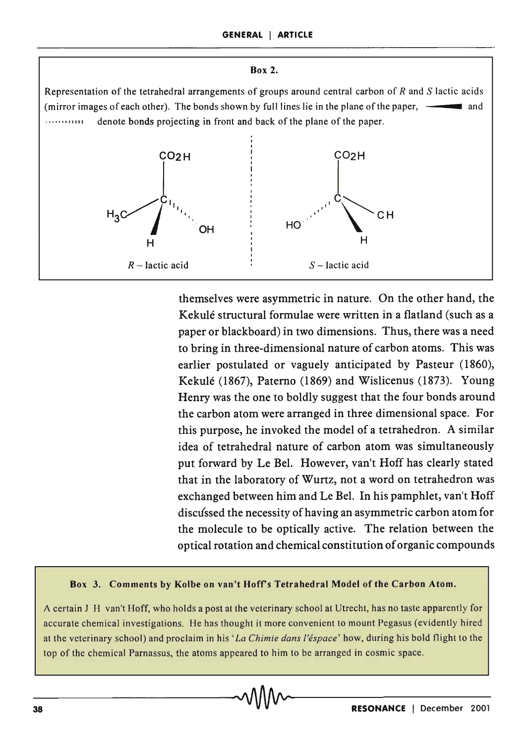**Box 2.**

Representation of the tetrahedral arrangements of groups around central carbon of *R* and *S* lactic acids (mirror images of each other). The bonds shown by full lines lie in the plane of the paper, ——◀ and ··········· denote bonds projecting in front and back of the plane of the paper.

*R* – lactic acid

*S* – lactic acid

themselves were asymmetric in nature. On the other hand, the Kekulé structural formulae were written in a flatland (such as a paper or blackboard) in two dimensions. Thus, there was a need to bring in three-dimensional nature of carbon atoms. This was earlier postulated or vaguely anticipated by Pasteur (1860), Kekulé (1867), Paterno (1869) and Wislicenus (1873). Young Henry was the one to boldly suggest that the four bonds around the carbon atom were arranged in three dimensional space. For this purpose, he invoked the model of a tetrahedron. A similar idea of tetrahedral nature of carbon atom was simultaneously put forward by Le Bel. However, van't Hoff has clearly stated that in the laboratory of Wurtz, not a word on tetrahedron was exchanged between him and Le Bel. In his pamphlet, van't Hoff discussed the necessity of having an asymmetric carbon atom for the molecule to be optically active. The relation between the optical rotation and chemical constitution of organic compounds

**Box 3. Comments by Kolbe on van't Hoff's Tetrahedral Model of the Carbon Atom.**

A certain J H van't Hoff, who holds a post at the veterinary school at Utrecht, has no taste apparently for accurate chemical investigations. He has thought it more convenient to mount Pegasus (evidently hired at the veterinary school) and proclaim in his '*La Chimie dans l'éspace*' how, during his bold flight to the top of the chemical Parnassus, the atoms appeared to him to be arranged in cosmic space.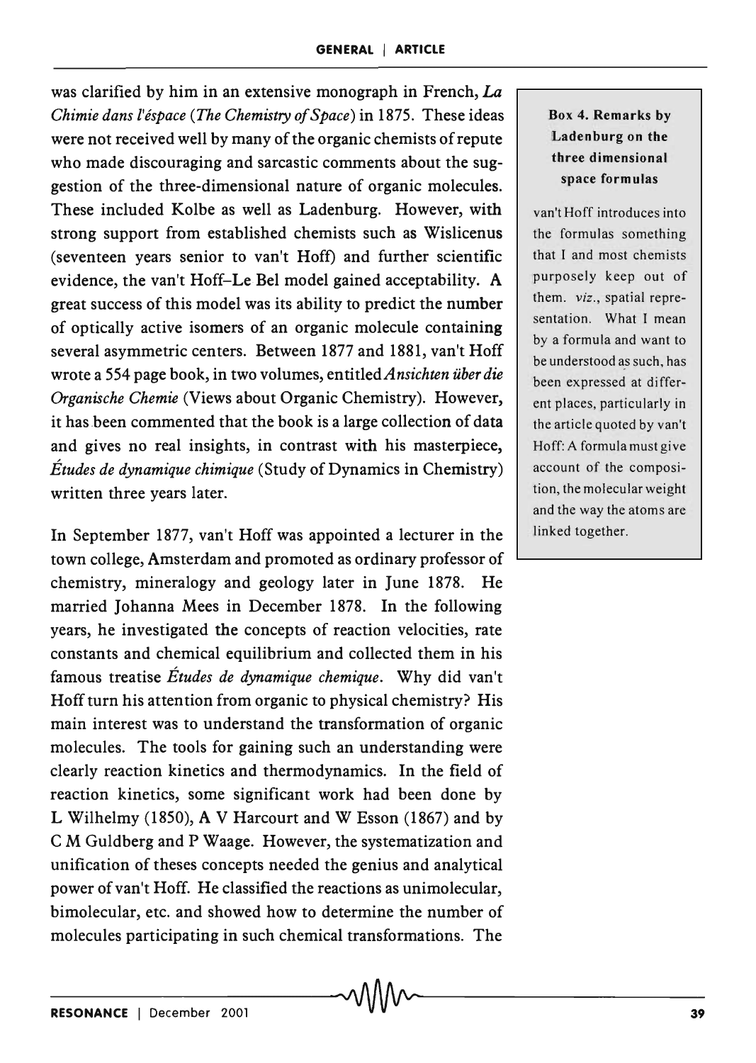was clarified by him in an extensive monograph in French, *La Chimie dans l'éspace* (*The Chemistry of Space*) in 1875. These ideas were not received well by many of the organic chemists of repute who made discouraging and sarcastic comments about the suggestion of the three-dimensional nature of organic molecules. These included Kolbe as well as Ladenburg. However, with strong support from established chemists such as Wislicenus (seventeen years senior to van't Hoff) and further scientific evidence, the van't Hoff–Le Bel model gained acceptability. A great success of this model was its ability to predict the number of optically active isomers of an organic molecule containing several asymmetric centers. Between 1877 and 1881, van't Hoff wrote a 554 page book, in two volumes, entitled *Ansichten über die Organische Chemie* (Views about Organic Chemistry). However, it has been commented that the book is a large collection of data and gives no real insights, in contrast with his masterpiece, *Études de dynamique chimique* (Study of Dynamics in Chemistry) written three years later.

In September 1877, van't Hoff was appointed a lecturer in the town college, Amsterdam and promoted as ordinary professor of chemistry, mineralogy and geology later in June 1878. He married Johanna Mees in December 1878. In the following years, he investigated the concepts of reaction velocities, rate constants and chemical equilibrium and collected them in his famous treatise *Études de dynamique chemique*. Why did van't Hoff turn his attention from organic to physical chemistry? His main interest was to understand the transformation of organic molecules. The tools for gaining such an understanding were clearly reaction kinetics and thermodynamics. In the field of reaction kinetics, some significant work had been done by L Wilhelmy (1850), A V Harcourt and W Esson (1867) and by C M Guldberg and P Waage. However, the systematization and unification of theses concepts needed the genius and analytical power of van't Hoff. He classified the reactions as unimolecular, bimolecular, etc. and showed how to determine the number of molecules participating in such chemical transformations. The

**Box 4. Remarks by Ladenburg on the three dimensional space formulas**

van't Hoff introduces into the formulas something that I and most chemists purposely keep out of them. *viz*., spatial representation. What I mean by a formula and want to be understood as such, has been expressed at different places, particularly in the article quoted by van't Hoff: A formula must give account of the composition, the molecular weight and the way the atoms are linked together.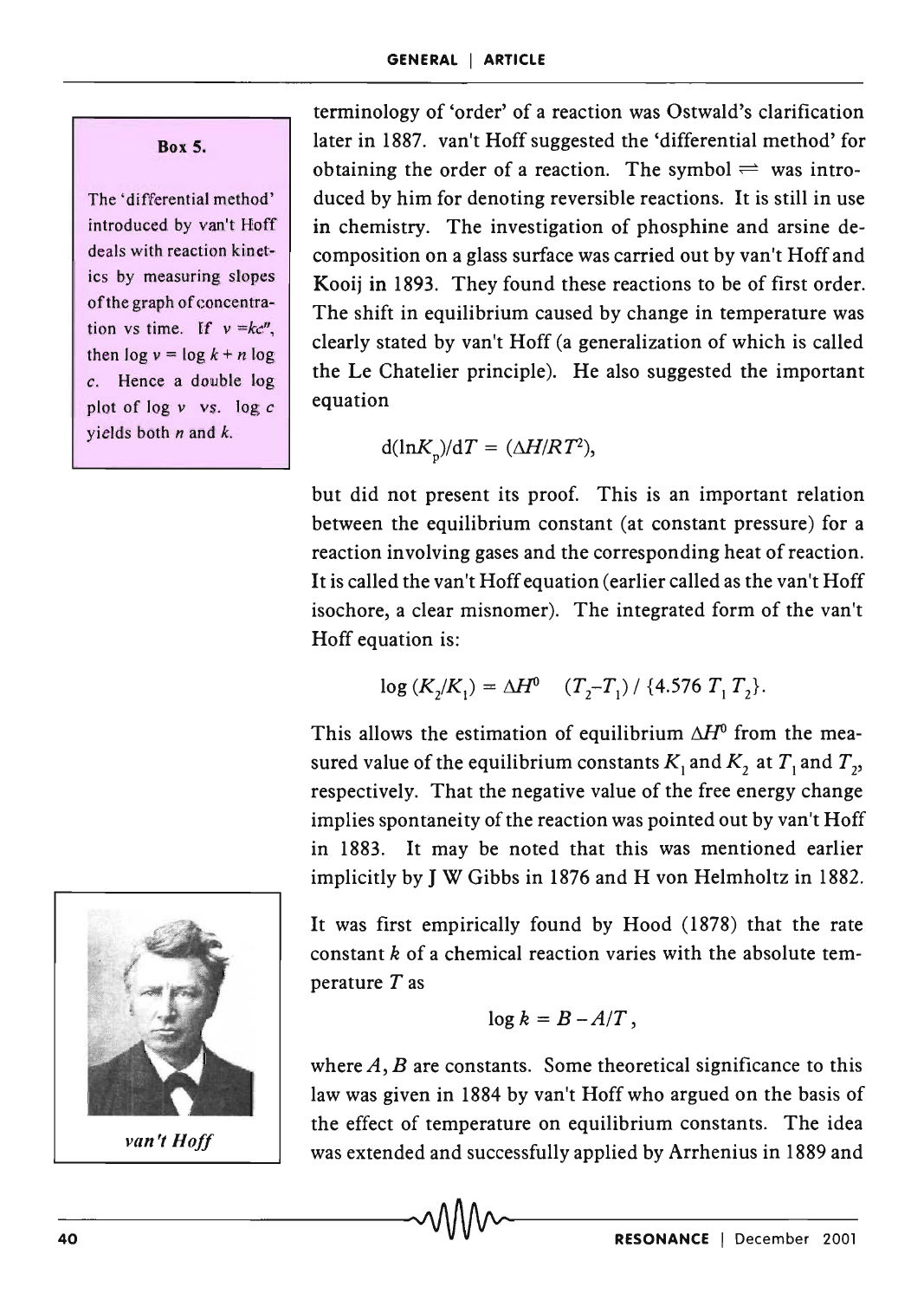terminology of 'order' of a reaction was Ostwald's clarification later in 1887. van't Hoff suggested the 'differential method' for obtaining the order of a reaction. The symbol $\rightleftharpoons$ was introduced by him for denoting reversible reactions. It is still in use in chemistry. The investigation of phosphine and arsine decomposition on a glass surface was carried out by van't Hoff and Kooij in 1893. They found these reactions to be of first order. The shift in equilibrium caused by change in temperature was clearly stated by van't Hoff (a generalization of which is called the Le Chatelier principle). He also suggested the important equation

$$d(\ln K_p)/dT = (\Delta H/RT^2),$$

but did not present its proof. This is an important relation between the equilibrium constant (at constant pressure) for a reaction involving gases and the corresponding heat of reaction. It is called the van't Hoff equation (earlier called as the van't Hoff isochore, a clear misnomer). The integrated form of the van't Hoff equation is:

$$\log (K_2/K_1) = \Delta H^0 \quad (T_2 - T_1) / \{4.576 \, T_1 \, T_2\}.$$

This allows the estimation of equilibrium $\Delta H^0$ from the measured value of the equilibrium constants $K_1$ and $K_2$ at $T_1$ and $T_2$, respectively. That the negative value of the free energy change implies spontaneity of the reaction was pointed out by van't Hoff in 1883. It may be noted that this was mentioned earlier implicitly by J W Gibbs in 1876 and H von Helmholtz in 1882.

It was first empirically found by Hood (1878) that the rate constant $k$ of a chemical reaction varies with the absolute temperature $T$ as

$$\log k = B - A/T,$$

where $A, B$ are constants. Some theoretical significance to this law was given in 1884 by van't Hoff who argued on the basis of the effect of temperature on equilibrium constants. The idea was extended and successfully applied by Arrhenius in 1889 and

**Box 5.**

The 'differential method' introduced by van't Hoff deals with reaction kinetics by measuring slopes of the graph of concentration vs time. If $v = kc^n$, then $\log v = \log k + n \log c$. Hence a double log plot of $\log v$ vs. $\log c$ yields both $n$ and $k$.

*van't Hoff*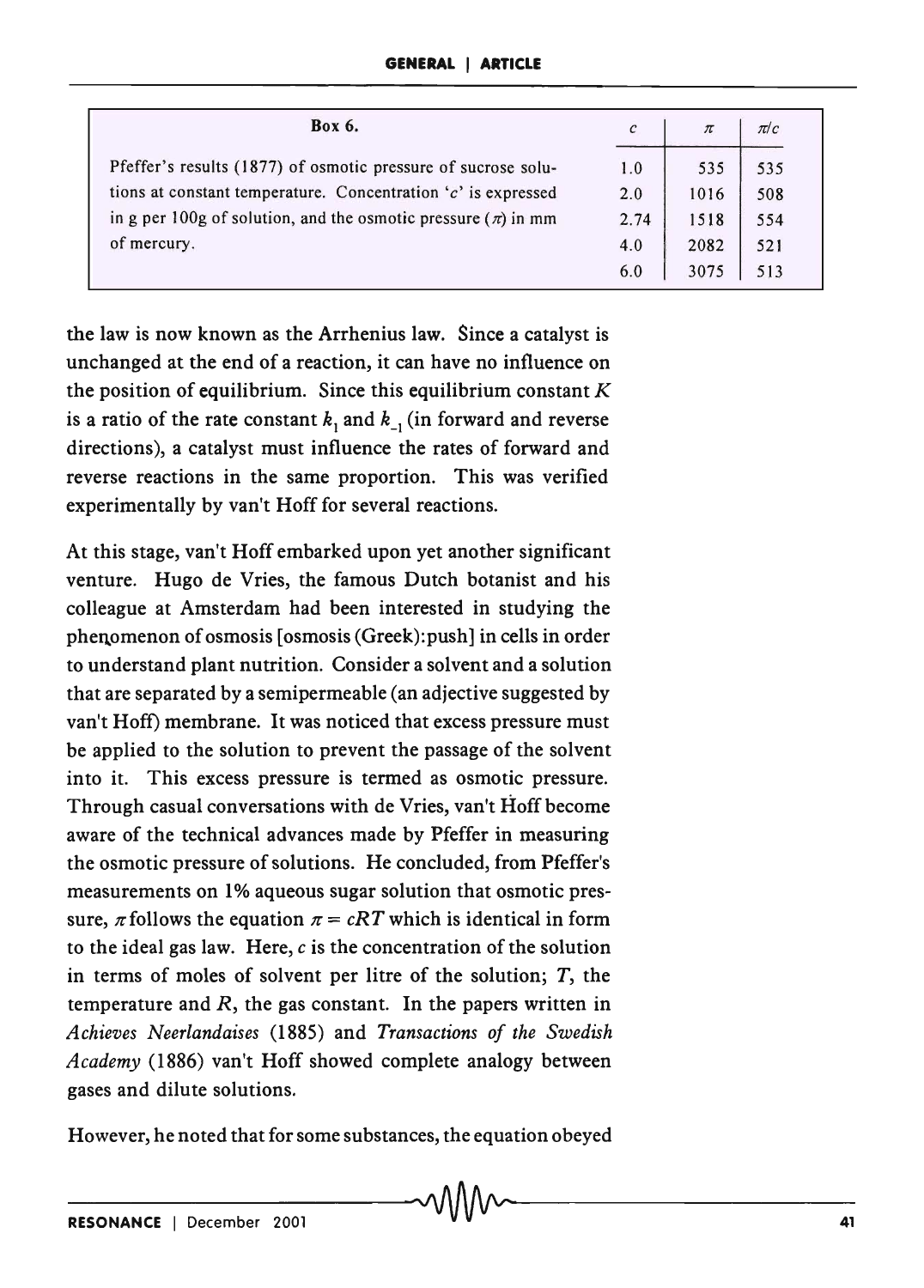**Box 6.**

Pfeffer's results (1877) of osmotic pressure of sucrose solutions at constant temperature. Concentration '$c$' is expressed in g per 100g of solution, and the osmotic pressure ($\pi$) in mm of mercury.

| $c$ | $\pi$ | $\pi/c$ |
|---|---|---|
| 1.0 | 535 | 535 |
| 2.0 | 1016 | 508 |
| 2.74 | 1518 | 554 |
| 4.0 | 2082 | 521 |
| 6.0 | 3075 | 513 |

the law is now known as the Arrhenius law. Since a catalyst is unchanged at the end of a reaction, it can have no influence on the position of equilibrium. Since this equilibrium constant $K$ is a ratio of the rate constant $k_1$ and $k_{-1}$ (in forward and reverse directions), a catalyst must influence the rates of forward and reverse reactions in the same proportion. This was verified experimentally by van't Hoff for several reactions.

At this stage, van't Hoff embarked upon yet another significant venture. Hugo de Vries, the famous Dutch botanist and his colleague at Amsterdam had been interested in studying the phenomenon of osmosis [osmosis (Greek):push] in cells in order to understand plant nutrition. Consider a solvent and a solution that are separated by a semipermeable (an adjective suggested by van't Hoff) membrane. It was noticed that excess pressure must be applied to the solution to prevent the passage of the solvent into it. This excess pressure is termed as osmotic pressure. Through casual conversations with de Vries, van't Hoff become aware of the technical advances made by Pfeffer in measuring the osmotic pressure of solutions. He concluded, from Pfeffer's measurements on 1% aqueous sugar solution that osmotic pressure, $\pi$ follows the equation $\pi = cRT$ which is identical in form to the ideal gas law. Here, $c$ is the concentration of the solution in terms of moles of solvent per litre of the solution; $T$, the temperature and $R$, the gas constant. In the papers written in *Achieves Neerlandaises* (1885) and *Transactions of the Swedish Academy* (1886) van't Hoff showed complete analogy between gases and dilute solutions.

However, he noted that for some substances, the equation obeyed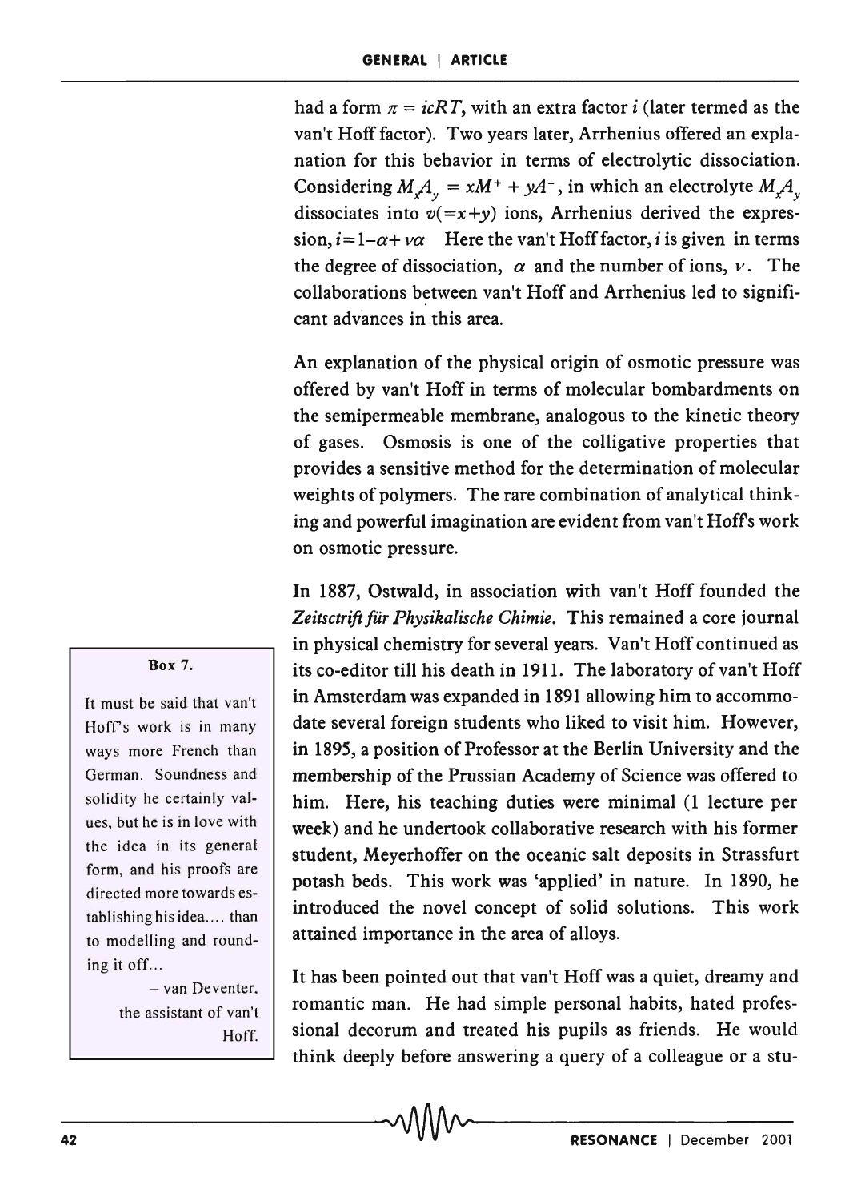had a form $\pi = icRT$, with an extra factor $i$ (later termed as the van't Hoff factor). Two years later, Arrhenius offered an explanation for this behavior in terms of electrolytic dissociation. Considering $M_xA_y = xM^+ + yA^-$, in which an electrolyte $M_xA_y$ dissociates into $v(=x+y)$ ions, Arrhenius derived the expression, $i=1-\alpha+v\alpha$ Here the van't Hoff factor, $i$ is given in terms the degree of dissociation, $\alpha$ and the number of ions, $\nu$. The collaborations between van't Hoff and Arrhenius led to significant advances in this area.

An explanation of the physical origin of osmotic pressure was offered by van't Hoff in terms of molecular bombardments on the semipermeable membrane, analogous to the kinetic theory of gases. Osmosis is one of the colligative properties that provides a sensitive method for the determination of molecular weights of polymers. The rare combination of analytical thinking and powerful imagination are evident from van't Hoff's work on osmotic pressure.

In 1887, Ostwald, in association with van't Hoff founded the *Zeitsctrift für Physikalische Chimie*. This remained a core journal in physical chemistry for several years. Van't Hoff continued as its co-editor till his death in 1911. The laboratory of van't Hoff in Amsterdam was expanded in 1891 allowing him to accommodate several foreign students who liked to visit him. However, in 1895, a position of Professor at the Berlin University and the membership of the Prussian Academy of Science was offered to him. Here, his teaching duties were minimal (1 lecture per week) and he undertook collaborative research with his former student, Meyerhoffer on the oceanic salt deposits in Strassfurt potash beds. This work was 'applied' in nature. In 1890, he introduced the novel concept of solid solutions. This work attained importance in the area of alloys.

**Box 7.**

It must be said that van't Hoff's work is in many ways more French than German. Soundness and solidity he certainly values, but he is in love with the idea in its general form, and his proofs are directed more towards establishing his idea.... than to modelling and rounding it off...

– van Deventer, the assistant of van't Hoff.

It has been pointed out that van't Hoff was a quiet, dreamy and romantic man. He had simple personal habits, hated professional decorum and treated his pupils as friends. He would think deeply before answering a query of a colleague or a stu-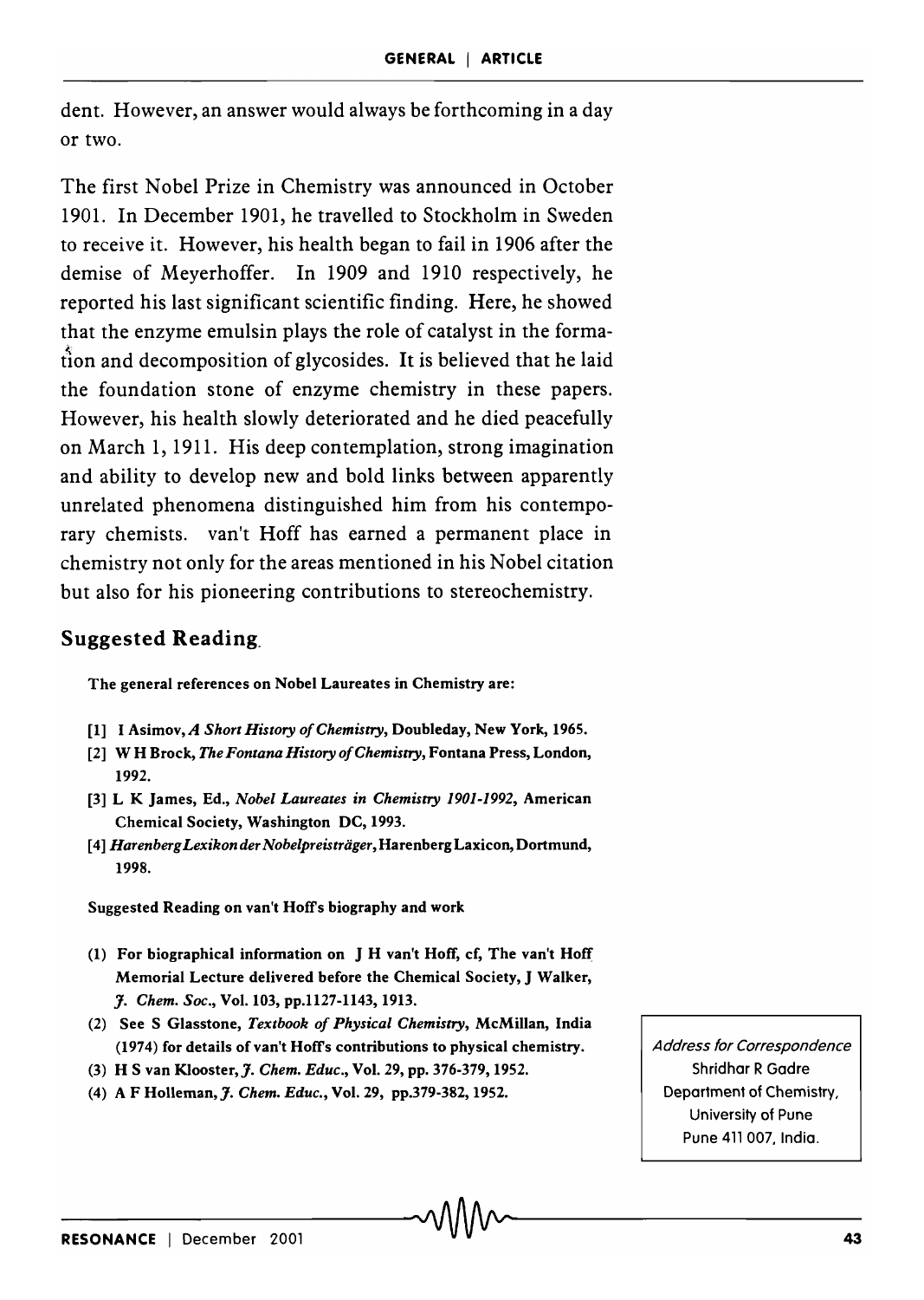dent. However, an answer would always be forthcoming in a day or two.

The first Nobel Prize in Chemistry was announced in October 1901. In December 1901, he travelled to Stockholm in Sweden to receive it. However, his health began to fail in 1906 after the demise of Meyerhoffer. In 1909 and 1910 respectively, he reported his last significant scientific finding. Here, he showed that the enzyme emulsin plays the role of catalyst in the formation and decomposition of glycosides. It is believed that he laid the foundation stone of enzyme chemistry in these papers. However, his health slowly deteriorated and he died peacefully on March 1, 1911. His deep contemplation, strong imagination and ability to develop new and bold links between apparently unrelated phenomena distinguished him from his contemporary chemists. van't Hoff has earned a permanent place in chemistry not only for the areas mentioned in his Nobel citation but also for his pioneering contributions to stereochemistry.

## Suggested Reading

The general references on Nobel Laureates in Chemistry are:

- [1] I Asimov, *A Short History of Chemistry*, Doubleday, New York, 1965.
- [2] W H Brock, *The Fontana History of Chemistry*, Fontana Press, London, 1992.
- [3] L K James, Ed., *Nobel Laureates in Chemistry 1901-1992*, American Chemical Society, Washington DC, 1993.
- [4] *Harenberg Lexikon der Nobelpreisträger*, Harenberg Laxicon, Dortmund, 1998.

Suggested Reading on van't Hoff's biography and work

- (1) For biographical information on J H van't Hoff, cf, The van't Hoff Memorial Lecture delivered before the Chemical Society, J Walker, *J. Chem. Soc.*, Vol. 103, pp.1127-1143, 1913.
- (2) See S Glasstone, *Textbook of Physical Chemistry*, McMillan, India (1974) for details of van't Hoff's contributions to physical chemistry.
- (3) H S van Klooster, *J. Chem. Educ.*, Vol. 29, pp. 376-379, 1952.
- (4) A F Holleman, *J. Chem. Educ.*, Vol. 29, pp.379-382, 1952.

*Address for Correspondence*
Shridhar R Gadre
Department of Chemistry,
University of Pune
Pune 411 007, India.